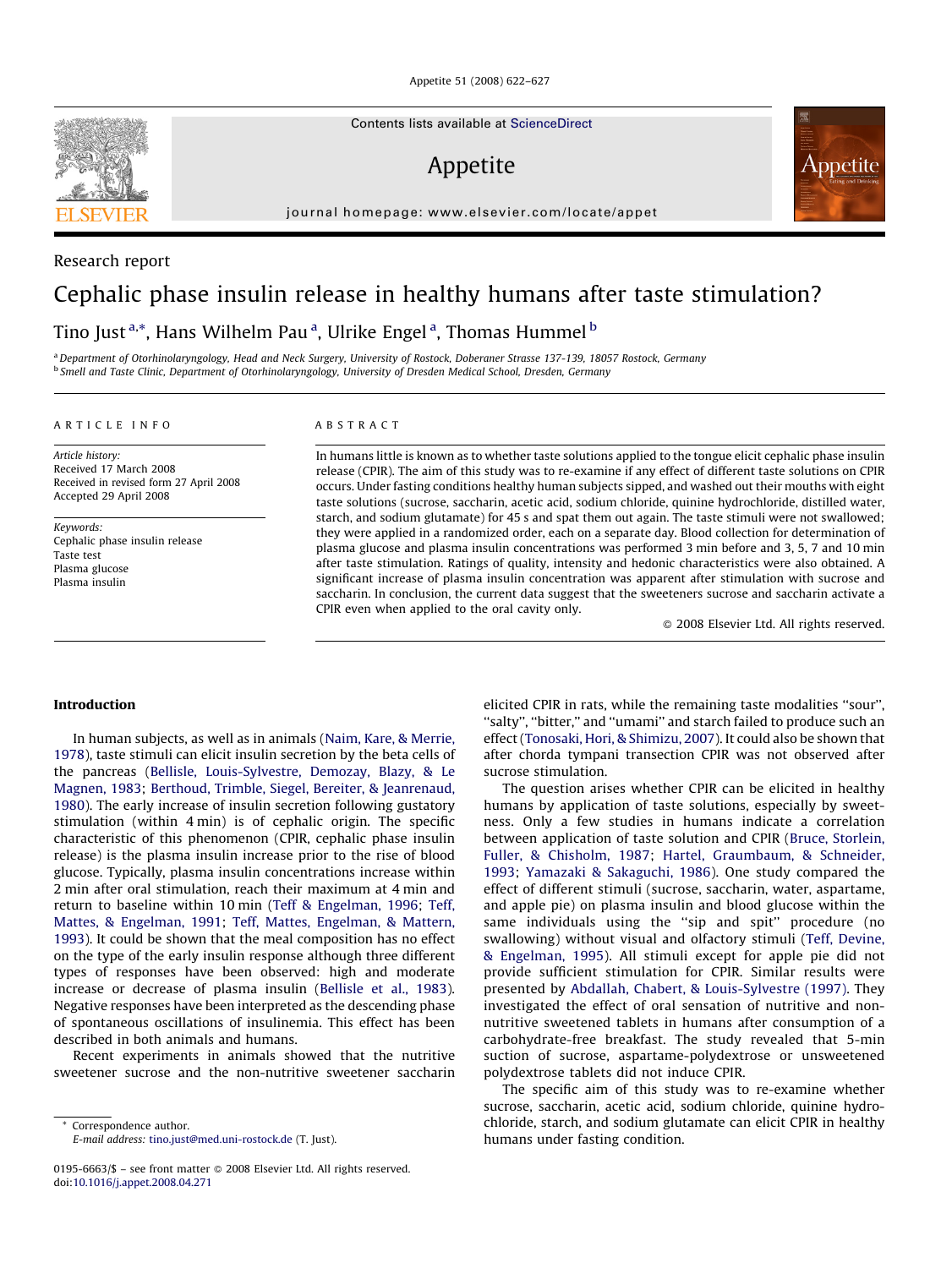Research report

# Cephalic phase insulin release in healthy humans after taste stimulation?

Tino Just [a,*], Hans Wilhelm Pau [a], Ulrike Engel [a], Thomas Hummel [b]

[a] Department of Otorhinolaryngology, Head and Neck Surgery, University of Rostock, Doberaner Strasse 137-139, 18057 Rostock, Germany
[b] Smell and Taste Clinic, Department of Otorhinolaryngology, University of Dresden Medical School, Dresden, Germany

## ARTICLE INFO

*Article history:*
Received 17 March 2008
Received in revised form 27 April 2008
Accepted 29 April 2008

*Keywords:*
Cephalic phase insulin release
Taste test
Plasma glucose
Plasma insulin

## ABSTRACT

In humans little is known as to whether taste solutions applied to the tongue elicit cephalic phase insulin release (CPIR). The aim of this study was to re-examine if any effect of different taste solutions on CPIR occurs. Under fasting conditions healthy human subjects sipped, and washed out their mouths with eight taste solutions (sucrose, saccharin, acetic acid, sodium chloride, quinine hydrochloride, distilled water, starch, and sodium glutamate) for 45 s and spat them out again. The taste stimuli were not swallowed; they were applied in a randomized order, each on a separate day. Blood collection for determination of plasma glucose and plasma insulin concentrations was performed 3 min before and 3, 5, 7 and 10 min after taste stimulation. Ratings of quality, intensity and hedonic characteristics were also obtained. A significant increase of plasma insulin concentration was apparent after stimulation with sucrose and saccharin. In conclusion, the current data suggest that the sweeteners sucrose and saccharin activate a CPIR even when applied to the oral cavity only.

© 2008 Elsevier Ltd. All rights reserved.

## Introduction

In human subjects, as well as in animals (Naim, Kare, & Merrie, 1978), taste stimuli can elicit insulin secretion by the beta cells of the pancreas (Bellisle, Louis-Sylvestre, Demozay, Blazy, & Le Magnen, 1983; Berthoud, Trimble, Siegel, Bereiter, & Jeanrenaud, 1980). The early increase of insulin secretion following gustatory stimulation (within 4 min) is of cephalic origin. The specific characteristic of this phenomenon (CPIR, cephalic phase insulin release) is the plasma insulin increase prior to the rise of blood glucose. Typically, plasma insulin concentrations increase within 2 min after oral stimulation, reach their maximum at 4 min and return to baseline within 10 min (Teff & Engelman, 1996; Teff, Mattes, & Engelman, 1991; Teff, Mattes, Engelman, & Mattern, 1993). It could be shown that the meal composition has no effect on the type of the early insulin response although three different types of responses have been observed: high and moderate increase or decrease of plasma insulin (Bellisle et al., 1983). Negative responses have been interpreted as the descending phase of spontaneous oscillations of insulinemia. This effect has been described in both animals and humans.

Recent experiments in animals showed that the nutritive sweetener sucrose and the non-nutritive sweetener saccharin elicited CPIR in rats, while the remaining taste modalities "sour", "salty", "bitter," and "umami" and starch failed to produce such an effect (Tonosaki, Hori, & Shimizu, 2007). It could also be shown that after chorda tympani transection CPIR was not observed after sucrose stimulation.

The question arises whether CPIR can be elicited in healthy humans by application of taste solutions, especially by sweetness. Only a few studies in humans indicate a correlation between application of taste solution and CPIR (Bruce, Storlein, Fuller, & Chisholm, 1987; Hartel, Graumbaum, & Schneider, 1993; Yamazaki & Sakaguchi, 1986). One study compared the effect of different stimuli (sucrose, saccharin, water, aspartame, and apple pie) on plasma insulin and blood glucose within the same individuals using the "sip and spit" procedure (no swallowing) without visual and olfactory stimuli (Teff, Devine, & Engelman, 1995). All stimuli except for apple pie did not provide sufficient stimulation for CPIR. Similar results were presented by Abdallah, Chabert, & Louis-Sylvestre (1997). They investigated the effect of oral sensation of nutritive and non-nutritive sweetened tablets in humans after consumption of a carbohydrate-free breakfast. The study revealed that 5-min suction of sucrose, aspartame-polydextrose or unsweetened polydextrose tablets did not induce CPIR.

The specific aim of this study was to re-examine whether sucrose, saccharin, acetic acid, sodium chloride, quinine hydrochloride, starch, and sodium glutamate can elicit CPIR in healthy humans under fasting condition.

\* Correspondence author.
E-mail address: tino.just@med.uni-rostock.de (T. Just).

0195-6663/$ – see front matter © 2008 Elsevier Ltd. All rights reserved.
doi:10.1016/j.appet.2008.04.271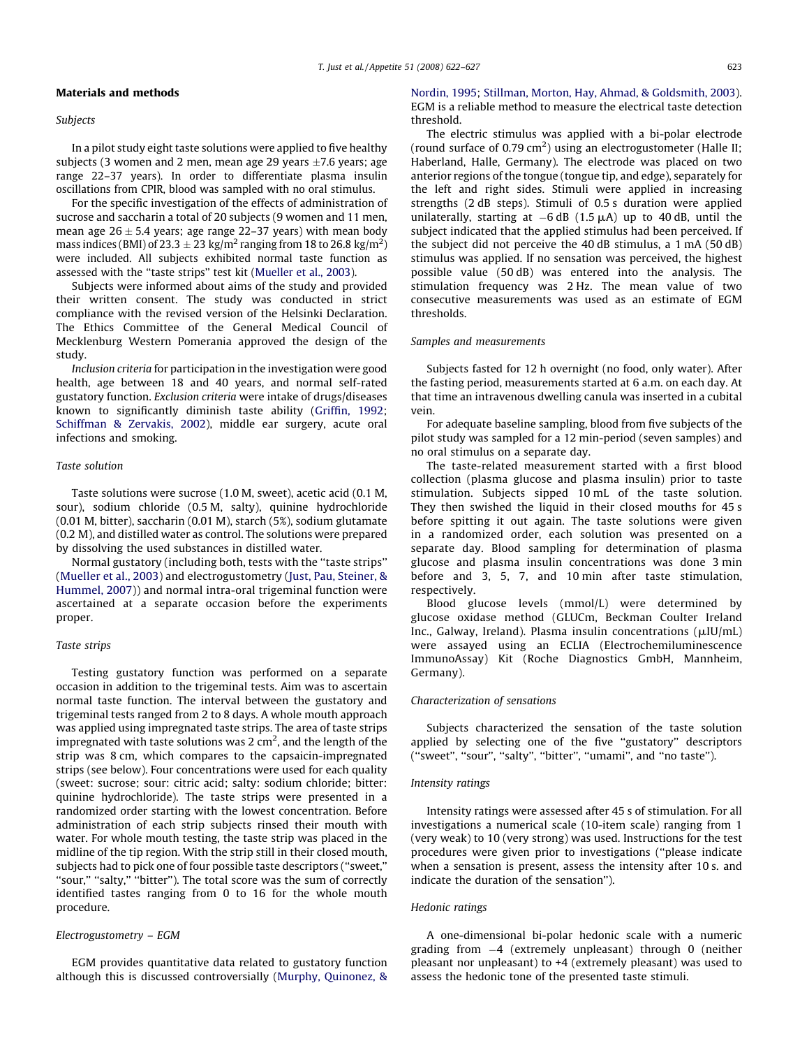## Materials and methods

### Subjects

In a pilot study eight taste solutions were applied to five healthy subjects (3 women and 2 men, mean age 29 years $\pm 7.6$ years; age range 22–37 years). In order to differentiate plasma insulin oscillations from CPIR, blood was sampled with no oral stimulus.

For the specific investigation of the effects of administration of sucrose and saccharin a total of 20 subjects (9 women and 11 men, mean age $26 \pm 5.4$ years; age range 22–37 years) with mean body mass indices (BMI) of $23.3 \pm 23$ kg/m$^2$ ranging from 18 to 26.8 kg/m$^2$) were included. All subjects exhibited normal taste function as assessed with the "taste strips" test kit (Mueller et al., 2003).

Subjects were informed about aims of the study and provided their written consent. The study was conducted in strict compliance with the revised version of the Helsinki Declaration. The Ethics Committee of the General Medical Council of Mecklenburg Western Pomerania approved the design of the study.

*Inclusion criteria* for participation in the investigation were good health, age between 18 and 40 years, and normal self-rated gustatory function. *Exclusion criteria* were intake of drugs/diseases known to significantly diminish taste ability (Griffin, 1992; Schiffman & Zervakis, 2002), middle ear surgery, acute oral infections and smoking.

### Taste solution

Taste solutions were sucrose (1.0 M, sweet), acetic acid (0.1 M, sour), sodium chloride (0.5 M, salty), quinine hydrochloride (0.01 M, bitter), saccharin (0.01 M), starch (5%), sodium glutamate (0.2 M), and distilled water as control. The solutions were prepared by dissolving the used substances in distilled water.

Normal gustatory (including both, tests with the "taste strips" (Mueller et al., 2003) and electrogustometry (Just, Pau, Steiner, & Hummel, 2007)) and normal intra-oral trigeminal function were ascertained at a separate occasion before the experiments proper.

### Taste strips

Testing gustatory function was performed on a separate occasion in addition to the trigeminal tests. Aim was to ascertain normal taste function. The interval between the gustatory and trigeminal tests ranged from 2 to 8 days. A whole mouth approach was applied using impregnated taste strips. The area of taste strips impregnated with taste solutions was 2 cm$^2$, and the length of the strip was 8 cm, which compares to the capsaicin-impregnated strips (see below). Four concentrations were used for each quality (sweet: sucrose; sour: citric acid; salty: sodium chloride; bitter: quinine hydrochloride). The taste strips were presented in a randomized order starting with the lowest concentration. Before administration of each strip subjects rinsed their mouth with water. For whole mouth testing, the taste strip was placed in the midline of the tip region. With the strip still in their closed mouth, subjects had to pick one of four possible taste descriptors ("sweet," "sour," "salty," "bitter"). The total score was the sum of correctly identified tastes ranging from 0 to 16 for the whole mouth procedure.

### Electrogustometry – EGM

EGM provides quantitative data related to gustatory function although this is discussed controversially (Murphy, Quinonez, & Nordin, 1995; Stillman, Morton, Hay, Ahmad, & Goldsmith, 2003). EGM is a reliable method to measure the electrical taste detection threshold.

The electric stimulus was applied with a bi-polar electrode (round surface of 0.79 cm$^2$) using an electrogustometer (Halle II; Haberland, Halle, Germany). The electrode was placed on two anterior regions of the tongue (tongue tip, and edge), separately for the left and right sides. Stimuli were applied in increasing strengths (2 dB steps). Stimuli of 0.5 s duration were applied unilaterally, starting at $-6$ dB (1.5 $\mu$A) up to 40 dB, until the subject indicated that the applied stimulus had been perceived. If the subject did not perceive the 40 dB stimulus, a 1 mA (50 dB) stimulus was applied. If no sensation was perceived, the highest possible value (50 dB) was entered into the analysis. The stimulation frequency was 2 Hz. The mean value of two consecutive measurements was used as an estimate of EGM thresholds.

### Samples and measurements

Subjects fasted for 12 h overnight (no food, only water). After the fasting period, measurements started at 6 a.m. on each day. At that time an intravenous dwelling canula was inserted in a cubital vein.

For adequate baseline sampling, blood from five subjects of the pilot study was sampled for a 12 min-period (seven samples) and no oral stimulus on a separate day.

The taste-related measurement started with a first blood collection (plasma glucose and plasma insulin) prior to taste stimulation. Subjects sipped 10 mL of the taste solution. They then swished the liquid in their closed mouths for 45 s before spitting it out again. The taste solutions were given in a randomized order, each solution was presented on a separate day. Blood sampling for determination of plasma glucose and plasma insulin concentrations was done 3 min before and 3, 5, 7, and 10 min after taste stimulation, respectively.

Blood glucose levels (mmol/L) were determined by glucose oxidase method (GLUCm, Beckman Coulter Ireland Inc., Galway, Ireland). Plasma insulin concentrations ($\mu$IU/mL) were assayed using an ECLIA (Electrochemiluminescence ImmunoAssay) Kit (Roche Diagnostics GmbH, Mannheim, Germany).

### Characterization of sensations

Subjects characterized the sensation of the taste solution applied by selecting one of the five "gustatory" descriptors ("sweet", "sour", "salty", "bitter", "umami", and "no taste").

### Intensity ratings

Intensity ratings were assessed after 45 s of stimulation. For all investigations a numerical scale (10-item scale) ranging from 1 (very weak) to 10 (very strong) was used. Instructions for the test procedures were given prior to investigations ("please indicate when a sensation is present, assess the intensity after 10 s. and indicate the duration of the sensation").

### Hedonic ratings

A one-dimensional bi-polar hedonic scale with a numeric grading from $-4$ (extremely unpleasant) through 0 (neither pleasant nor unpleasant) to +4 (extremely pleasant) was used to assess the hedonic tone of the presented taste stimuli.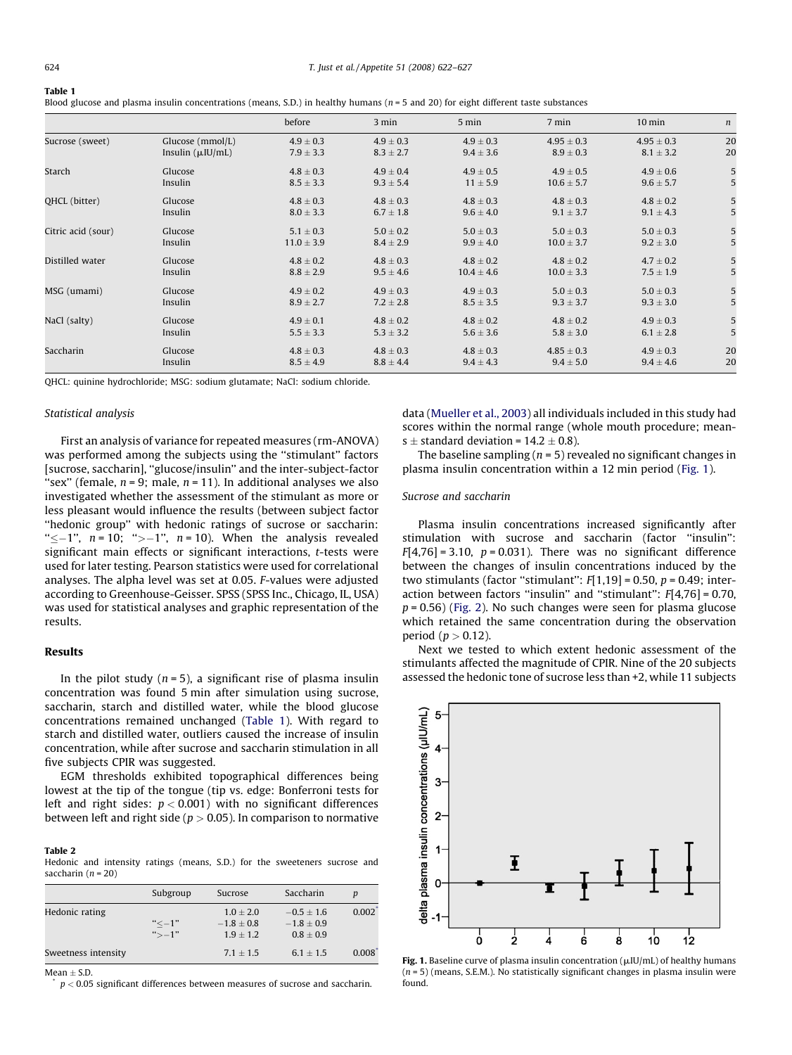**Table 1**
Blood glucose and plasma insulin concentrations (means, S.D.) in healthy humans ($n$ = 5 and 20) for eight different taste substances

| | | before | 3 min | 5 min | 7 min | 10 min | $n$ |
|---|---|---|---|---|---|---|---|
| Sucrose (sweet) | Glucose (mmol/L) | 4.9 ± 0.3 | 4.9 ± 0.3 | 4.9 ± 0.3 | 4.95 ± 0.3 | 4.95 ± 0.3 | 20 |
| | Insulin (μIU/mL) | 7.9 ± 3.3 | 8.3 ± 2.7 | 9.4 ± 3.6 | 8.9 ± 0.3 | 8.1 ± 3.2 | 20 |
| Starch | Glucose | 4.8 ± 0.3 | 4.9 ± 0.4 | 4.9 ± 0.5 | 4.9 ± 0.5 | 4.9 ± 0.6 | 5 |
| | Insulin | 8.5 ± 3.3 | 9.3 ± 5.4 | 11 ± 5.9 | 10.6 ± 5.7 | 9.6 ± 5.7 | 5 |
| QHCL (bitter) | Glucose | 4.8 ± 0.3 | 4.8 ± 0.3 | 4.8 ± 0.3 | 4.8 ± 0.3 | 4.8 ± 0.2 | 5 |
| | Insulin | 8.0 ± 3.3 | 6.7 ± 1.8 | 9.6 ± 4.0 | 9.1 ± 3.7 | 9.1 ± 4.3 | 5 |
| Citric acid (sour) | Glucose | 5.1 ± 0.3 | 5.0 ± 0.2 | 5.0 ± 0.3 | 5.0 ± 0.3 | 5.0 ± 0.3 | 5 |
| | Insulin | 11.0 ± 3.9 | 8.4 ± 2.9 | 9.9 ± 4.0 | 10.0 ± 3.7 | 9.2 ± 3.0 | 5 |
| Distilled water | Glucose | 4.8 ± 0.2 | 4.8 ± 0.3 | 4.8 ± 0.2 | 4.8 ± 0.2 | 4.7 ± 0.2 | 5 |
| | Insulin | 8.8 ± 2.9 | 9.5 ± 4.6 | 10.4 ± 4.6 | 10.0 ± 3.3 | 7.5 ± 1.9 | 5 |
| MSG (umami) | Glucose | 4.9 ± 0.2 | 4.9 ± 0.3 | 4.9 ± 0.3 | 5.0 ± 0.3 | 5.0 ± 0.3 | 5 |
| | Insulin | 8.9 ± 2.7 | 7.2 ± 2.8 | 8.5 ± 3.5 | 9.3 ± 3.7 | 9.3 ± 3.0 | 5 |
| NaCl (salty) | Glucose | 4.9 ± 0.1 | 4.8 ± 0.2 | 4.8 ± 0.2 | 4.8 ± 0.2 | 4.9 ± 0.3 | 5 |
| | Insulin | 5.5 ± 3.3 | 5.3 ± 3.2 | 5.6 ± 3.6 | 5.8 ± 3.0 | 6.1 ± 2.8 | 5 |
| Saccharin | Glucose | 4.8 ± 0.3 | 4.8 ± 0.3 | 4.8 ± 0.3 | 4.85 ± 0.3 | 4.9 ± 0.3 | 20 |
| | Insulin | 8.5 ± 4.9 | 8.8 ± 4.4 | 9.4 ± 4.3 | 9.4 ± 5.0 | 9.4 ± 4.6 | 20 |

QHCL: quinine hydrochloride; MSG: sodium glutamate; NaCl: sodium chloride.

### Statistical analysis

First an analysis of variance for repeated measures (rm-ANOVA) was performed among the subjects using the "stimulant" factors [sucrose, saccharin], "glucose/insulin" and the inter-subject-factor "sex" (female, $n$ = 9; male, $n$ = 11). In additional analyses we also investigated whether the assessment of the stimulant as more or less pleasant would influence the results (between subject factor "hedonic group" with hedonic ratings of sucrose or saccharin: "$\leq -1$", $n$ = 10; "$> -1$", $n$ = 10). When the analysis revealed significant main effects or significant interactions, $t$-tests were used for later testing. Pearson statistics were used for correlational analyses. The alpha level was set at 0.05. $F$-values were adjusted according to Greenhouse-Geisser. SPSS (SPSS Inc., Chicago, IL, USA) was used for statistical analyses and graphic representation of the results.

## Results

In the pilot study ($n$ = 5), a significant rise of plasma insulin concentration was found 5 min after simulation using sucrose, saccharin, starch and distilled water, while the blood glucose concentrations remained unchanged (Table 1). With regard to starch and distilled water, outliers caused the increase of insulin concentration, while after sucrose and saccharin stimulation in all five subjects CPIR was suggested.

EGM thresholds exhibited topographical differences being lowest at the tip of the tongue (tip vs. edge: Bonferroni tests for left and right sides: $p < 0.001$) with no significant differences between left and right side ($p > 0.05$). In comparison to normative data (Mueller et al., 2003) all individuals included in this study had scores within the normal range (whole mouth procedure; means ± standard deviation = 14.2 ± 0.8).

The baseline sampling ($n$ = 5) revealed no significant changes in plasma insulin concentration within a 12 min period (Fig. 1).

**Table 2**
Hedonic and intensity ratings (means, S.D.) for the sweeteners sucrose and saccharin ($n$ = 20)

| | Subgroup | Sucrose | Saccharin | $p$ |
|---|---|---|---|---|
| Hedonic rating | | 1.0 ± 2.0 | −0.5 ± 1.6 | 0.002* |
| | "$\leq -1$" | −1.8 ± 0.8 | −1.8 ± 0.9 | |
| | "$> -1$" | 1.9 ± 1.2 | 0.8 ± 0.9 | |
| Sweetness intensity | | 7.1 ± 1.5 | 6.1 ± 1.5 | 0.008* |

Mean ± S.D.
\* $p < 0.05$ significant differences between measures of sucrose and saccharin.

### Sucrose and saccharin

Plasma insulin concentrations increased significantly after stimulation with sucrose and saccharin (factor "insulin": $F[4,76]$ = 3.10, $p$ = 0.031). There was no significant difference between the changes of insulin concentrations induced by the two stimulants (factor "stimulant": $F[1,19]$ = 0.50, $p$ = 0.49; interaction between factors "insulin" and "stimulant": $F[4,76]$ = 0.70, $p$ = 0.56) (Fig. 2). No such changes were seen for plasma glucose which retained the same concentration during the observation period ($p > 0.12$).

Next we tested to which extent hedonic assessment of the stimulants affected the magnitude of CPIR. Nine of the 20 subjects assessed the hedonic tone of sucrose less than +2, while 11 subjects

**Fig. 1.** Baseline curve of plasma insulin concentration (μIU/mL) of healthy humans ($n$ = 5) (means, S.E.M.). No statistically significant changes in plasma insulin were found.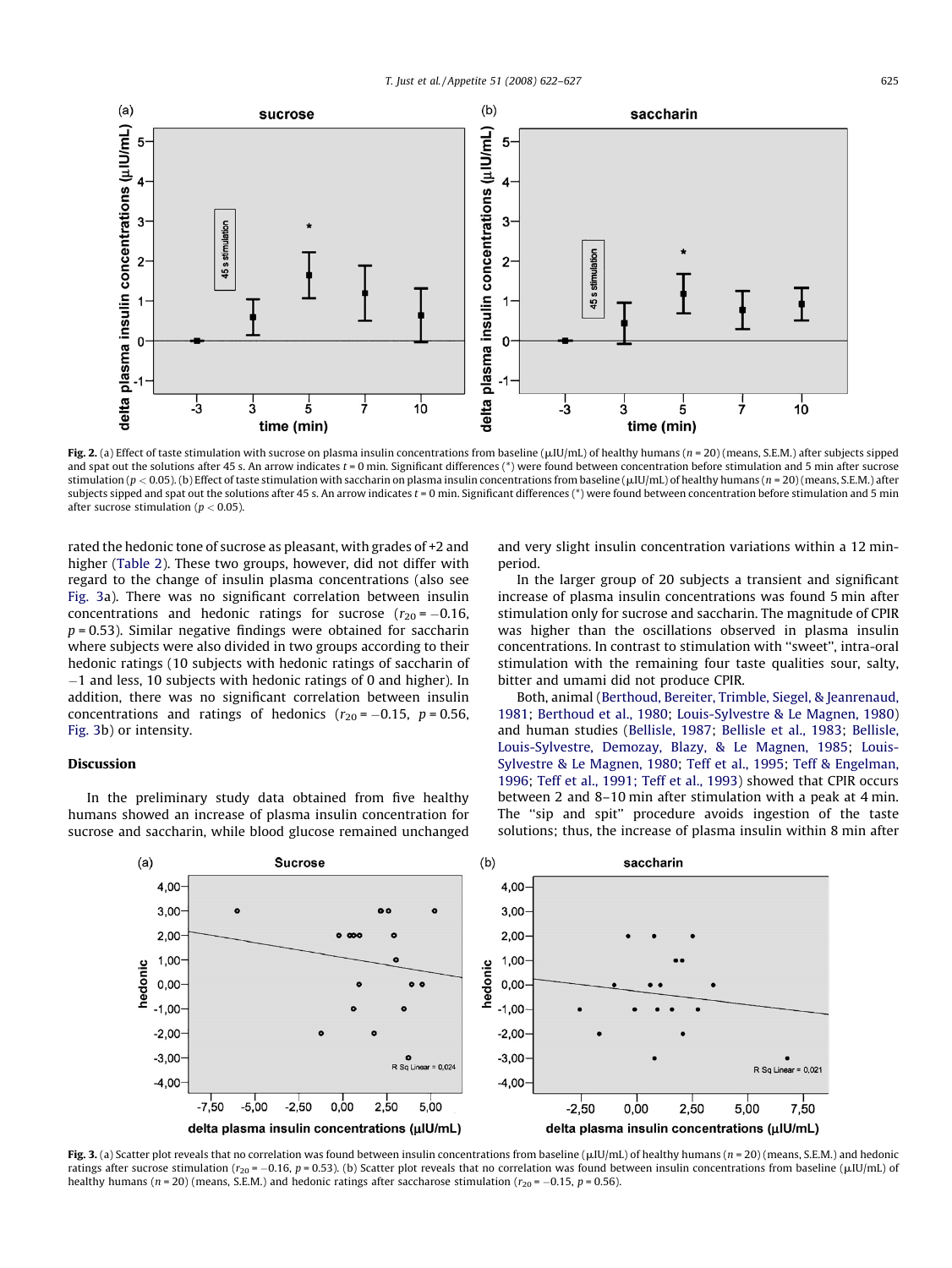Fig. 2. (a) Effect of taste stimulation with sucrose on plasma insulin concentrations from baseline (μIU/mL) of healthy humans ($n = 20$) (means, S.E.M.) after subjects sipped and spat out the solutions after 45 s. An arrow indicates $t = 0$ min. Significant differences (*) were found between concentration before stimulation and 5 min after sucrose stimulation ($p < 0.05$). (b) Effect of taste stimulation with saccharin on plasma insulin concentrations from baseline (μIU/mL) of healthy humans ($n = 20$) (means, S.E.M.) after subjects sipped and spat out the solutions after 45 s. An arrow indicates $t = 0$ min. Significant differences (*) were found between concentration before stimulation and 5 min after sucrose stimulation ($p < 0.05$).

rated the hedonic tone of sucrose as pleasant, with grades of +2 and higher (Table 2). These two groups, however, did not differ with regard to the change of insulin plasma concentrations (also see Fig. 3a). There was no significant correlation between insulin concentrations and hedonic ratings for sucrose ($r_{20} = -0.16$, $p = 0.53$). Similar negative findings were obtained for saccharin where subjects were also divided in two groups according to their hedonic ratings (10 subjects with hedonic ratings of saccharin of −1 and less, 10 subjects with hedonic ratings of 0 and higher). In addition, there was no significant correlation between insulin concentrations and ratings of hedonics ($r_{20} = -0.15$, $p = 0.56$, Fig. 3b) or intensity.

## Discussion

In the preliminary study data obtained from five healthy humans showed an increase of plasma insulin concentration for sucrose and saccharin, while blood glucose remained unchanged and very slight insulin concentration variations within a 12 min-period.

In the larger group of 20 subjects a transient and significant increase of plasma insulin concentrations was found 5 min after stimulation only for sucrose and saccharin. The magnitude of CPIR was higher than the oscillations observed in plasma insulin concentrations. In contrast to stimulation with "sweet", intra-oral stimulation with the remaining four taste qualities sour, salty, bitter and umami did not produce CPIR.

Both, animal (Berthoud, Bereiter, Trimble, Siegel, & Jeanrenaud, 1981; Berthoud et al., 1980; Louis-Sylvestre & Le Magnen, 1980) and human studies (Bellisle, 1987; Bellisle et al., 1983; Bellisle, Louis-Sylvestre, Demozay, Blazy, & Le Magnen, 1985; Louis-Sylvestre & Le Magnen, 1980; Teff et al., 1995; Teff & Engelman, 1996; Teff et al., 1991; Teff et al., 1993) showed that CPIR occurs between 2 and 8–10 min after stimulation with a peak at 4 min. The "sip and spit" procedure avoids ingestion of the taste solutions; thus, the increase of plasma insulin within 8 min after

Fig. 3. (a) Scatter plot reveals that no correlation was found between insulin concentrations from baseline (μIU/mL) of healthy humans ($n = 20$) (means, S.E.M.) and hedonic ratings after sucrose stimulation ($r_{20} = -0.16$, $p = 0.53$). (b) Scatter plot reveals that no correlation was found between insulin concentrations from baseline (μIU/mL) of healthy humans ($n = 20$) (means, S.E.M.) and hedonic ratings after saccharose stimulation ($r_{20} = -0.15$, $p = 0.56$).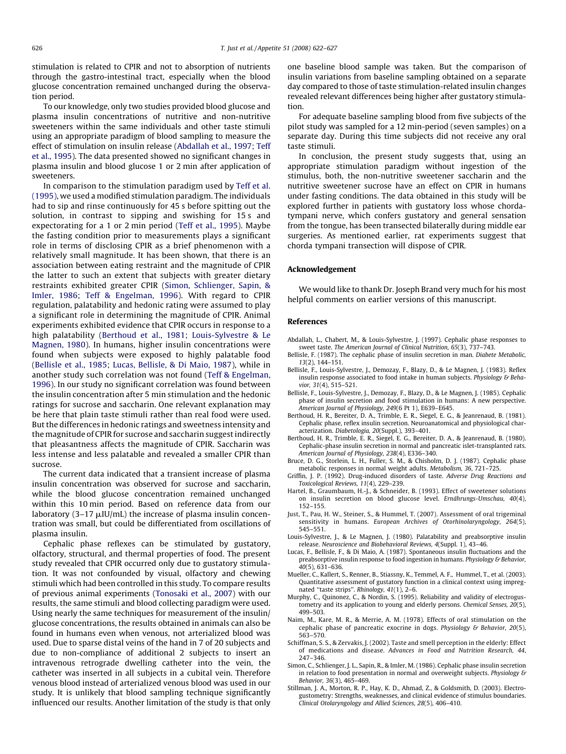stimulation is related to CPIR and not to absorption of nutrients through the gastro-intestinal tract, especially when the blood glucose concentration remained unchanged during the observation period.

To our knowledge, only two studies provided blood glucose and plasma insulin concentrations of nutritive and non-nutritive sweeteners within the same individuals and other taste stimuli using an appropriate paradigm of blood sampling to measure the effect of stimulation on insulin release (Abdallah et al., 1997; Teff et al., 1995). The data presented showed no significant changes in plasma insulin and blood glucose 1 or 2 min after application of sweeteners.

In comparison to the stimulation paradigm used by Teff et al. (1995), we used a modified stimulation paradigm. The individuals had to sip and rinse continuously for 45 s before spitting out the solution, in contrast to sipping and swishing for 15 s and expectorating for a 1 or 2 min period (Teff et al., 1995). Maybe the fasting condition prior to measurements plays a significant role in terms of disclosing CPIR as a brief phenomenon with a relatively small magnitude. It has been shown, that there is an association between eating restraint and the magnitude of CPIR the latter to such an extent that subjects with greater dietary restraints exhibited greater CPIR (Simon, Schlienger, Sapin, & Imler, 1986; Teff & Engelman, 1996). With regard to CPIR regulation, palatability and hedonic rating were assumed to play a significant role in determining the magnitude of CPIR. Animal experiments exhibited evidence that CPIR occurs in response to a high palatability (Berthoud et al., 1981; Louis-Sylvestre & Le Magnen, 1980). In humans, higher insulin concentrations were found when subjects were exposed to highly palatable food (Bellisle et al., 1985; Lucas, Bellisle, & Di Maio, 1987), while in another study such correlation was not found (Teff & Engelman, 1996). In our study no significant correlation was found between the insulin concentration after 5 min stimulation and the hedonic ratings for sucrose and saccharin. One relevant explanation may be here that plain taste stimuli rather than real food were used. But the differences in hedonic ratings and sweetness intensity and the magnitude of CPIR for sucrose and saccharin suggest indirectly that pleasantness affects the magnitude of CPIR. Saccharin was less intense and less palatable and revealed a smaller CPIR than sucrose.

The current data indicated that a transient increase of plasma insulin concentration was observed for sucrose and saccharin, while the blood glucose concentration remained unchanged within this 10 min period. Based on reference data from our laboratory (3–17 μIU/mL) the increase of plasma insulin concentration was small, but could be differentiated from oscillations of plasma insulin.

Cephalic phase reflexes can be stimulated by gustatory, olfactory, structural, and thermal properties of food. The present study revealed that CPIR occurred only due to gustatory stimulation. It was not confounded by visual, olfactory and chewing stimuli which had been controlled in this study. To compare results of previous animal experiments (Tonosaki et al., 2007) with our results, the same stimuli and blood collecting paradigm were used. Using nearly the same techniques for measurement of the insulin/glucose concentrations, the results obtained in animals can also be found in humans even when venous, not arterialized blood was used. Due to sparse distal veins of the hand in 7 of 20 subjects and due to non-compliance of additional 2 subjects to insert an intravenous retrograde dwelling catheter into the vein, the catheter was inserted in all subjects in a cubital vein. Therefore venous blood instead of arterialized venous blood was used in our study. It is unlikely that blood sampling technique significantly influenced our results. Another limitation of the study is that only one baseline blood sample was taken. But the comparison of insulin variations from baseline sampling obtained on a separate day compared to those of taste stimulation-related insulin changes revealed relevant differences being higher after gustatory stimulation.

For adequate baseline sampling blood from five subjects of the pilot study was sampled for a 12 min-period (seven samples) on a separate day. During this time subjects did not receive any oral taste stimuli.

In conclusion, the present study suggests that, using an appropriate stimulation paradigm without ingestion of the stimulus, both, the non-nutritive sweetener saccharin and the nutritive sweetener sucrose have an effect on CPIR in humans under fasting conditions. The data obtained in this study will be explored further in patients with gustatory loss whose chorda-tympani nerve, which confers gustatory and general sensation from the tongue, has been transected bilaterally during middle ear surgeries. As mentioned earlier, rat experiments suggest that chorda tympani transection will dispose of CPIR.

## Acknowledgement

We would like to thank Dr. Joseph Brand very much for his most helpful comments on earlier versions of this manuscript.

## References

Abdallah, L., Chabert, M., & Louis-Sylvestre, J. (1997). Cephalic phase responses to sweet taste. *The American Journal of Clinical Nutrition, 65*(3), 737–743.

Bellisle, F. (1987). The cephalic phase of insulin secretion in man. *Diabete Metabolic, 13*(2), 144–151.

Bellisle, F., Louis-Sylvestre, J., Demozay, F., Blazy, D., & Le Magnen, J. (1983). Reflex insulin response associated to food intake in human subjects. *Physiology & Behavior, 31*(4), 515–521.

Bellisle, F., Louis-Sylvestre, J., Demozay, F., Blazy, D., & Le Magnen, J. (1985). Cephalic phase of insulin secretion and food stimulation in humans: A new perspective. *American Journal of Physiology, 249*(6 Pt 1), E639–E645.

Berthoud, H. R., Bereiter, D. A., Trimble, E. R., Siegel, E. G., & Jeanrenaud, B. (1981). Cephalic phase, reflex insulin secretion. Neuroanatomical and physiological characterization. *Diabetologia, 20*(Suppl.), 393–401.

Berthoud, H. R., Trimble, E. R., Siegel, E. G., Bereiter, D. A., & Jeanrenaud, B. (1980). Cephalic-phase insulin secretion in normal and pancreatic islet-transplanted rats. *American Journal of Physiology, 238*(4), E336–340.

Bruce, D. G., Storlein, L. H., Fuller, S. M., & Chisholm, D. J. (1987). Cephalic phase metabolic responses in normal weight adults. *Metabolism, 36*, 721–725.

Griffin, J. P. (1992). Drug-induced disorders of taste. *Adverse Drug Reactions and Toxicological Reviews, 11*(4), 229–239.

Hartel, B., Graumbaum, H.-J., & Schneider, B. (1993). Effect of sweetener solutions on insulin secretion on blood glucose level. *Ernährungs-Umschau, 40*(4), 152–155.

Just, T., Pau, H. W., Steiner, S., & Hummel, T. (2007). Assessment of oral trigeminal sensitivity in humans. *European Archives of Otorhinolaryngology, 264*(5), 545–551.

Louis-Sylvestre, J., & Le Magnen, J. (1980). Palatability and preabsorptive insulin release. *Neuroscience and Biobehavioral Reviews, 4*(Suppl. 1), 43–46.

Lucas, F., Bellisle, F., & Di Maio, A. (1987). Spontaneous insulin fluctuations and the preabsorptive insulin response to food ingestion in humans. *Physiology & Behavior, 40*(5), 631–636.

Mueller, C., Kallert, S., Renner, B., Stiassny, K., Temmel, A. F., Hummel, T., et al. (2003). Quantitative assessment of gustatory function in a clinical context using impregnated "taste strips". *Rhinology, 41*(1), 2–6.

Murphy, C., Quinonez, C., & Nordin, S. (1995). Reliability and validity of electrogustometry and its application to young and elderly persons. *Chemical Senses, 20*(5), 499–503.

Naim, M., Kare, M. R., & Merrie, A. M. (1978). Effects of oral stimulation on the cephalic phase of pancreatic exocrine in dogs. *Physiology & Behavior, 20*(5), 563–570.

Schiffman, S. S., & Zervakis, J. (2002). Taste and smell perception in the elderly: Effect of medications and disease. *Advances in Food and Nutrition Research, 44*, 247–346.

Simon, C., Schlienger, J. L., Sapin, R., & Imler, M. (1986). Cephalic phase insulin secretion in relation to food presentation in normal and overweight subjects. *Physiology & Behavior, 36*(3), 465–469.

Stillman, J. A., Morton, R. P., Hay, K. D., Ahmad, Z., & Goldsmith, D. (2003). Electrogustometry: Strengths, weaknesses, and clinical evidence of stimulus boundaries. *Clinical Otolaryngology and Allied Sciences, 28*(5), 406–410.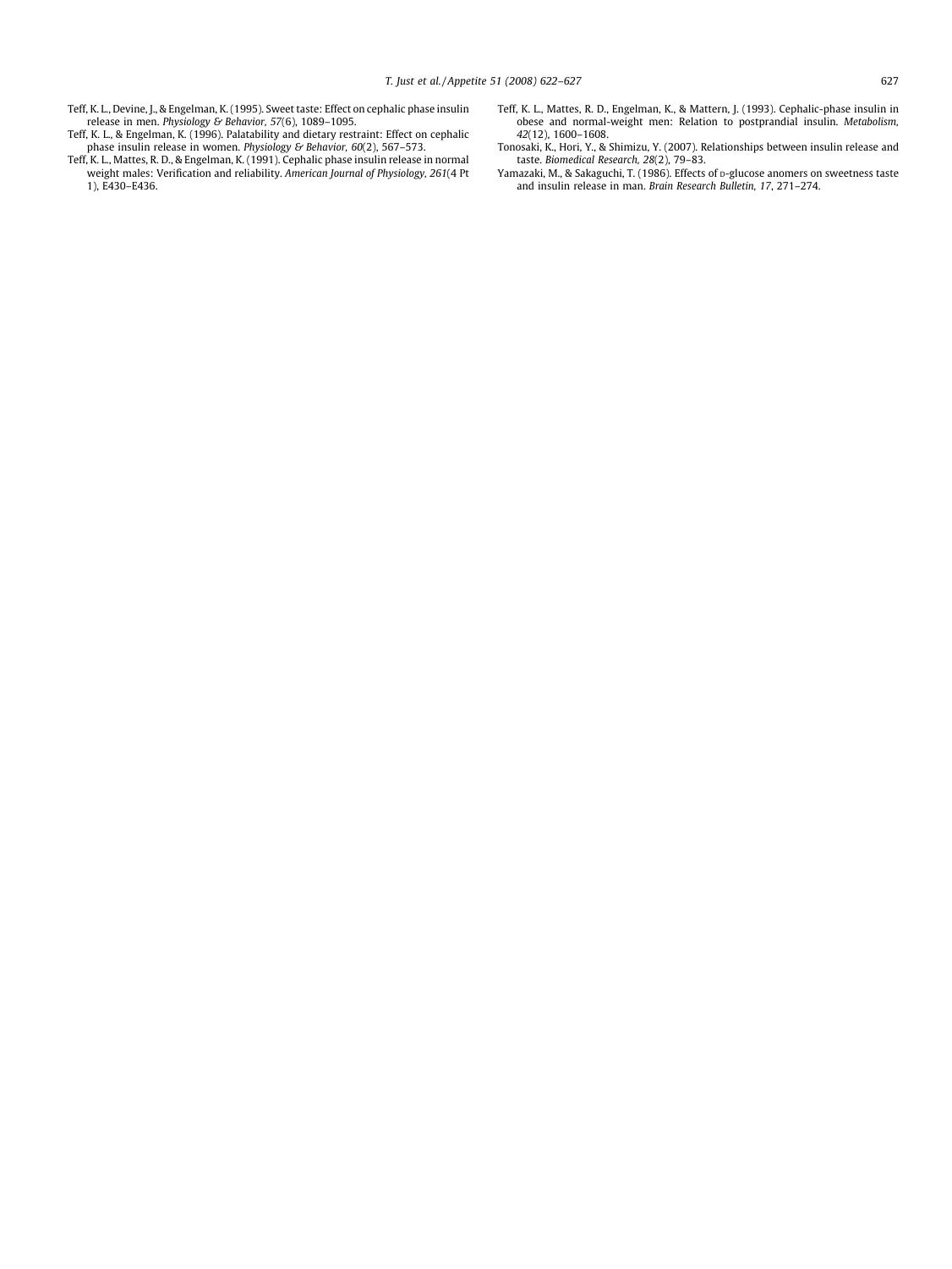Teff, K. L., Devine, J., & Engelman, K. (1995). Sweet taste: Effect on cephalic phase insulin release in men. *Physiology & Behavior, 57*(6), 1089–1095.

Teff, K. L., & Engelman, K. (1996). Palatability and dietary restraint: Effect on cephalic phase insulin release in women. *Physiology & Behavior, 60*(2), 567–573.

Teff, K. L., Mattes, R. D., & Engelman, K. (1991). Cephalic phase insulin release in normal weight males: Verification and reliability. *American Journal of Physiology, 261*(4 Pt 1), E430–E436.

Teff, K. L., Mattes, R. D., Engelman, K., & Mattern, J. (1993). Cephalic-phase insulin in obese and normal-weight men: Relation to postprandial insulin. *Metabolism, 42*(12), 1600–1608.

Tonosaki, K., Hori, Y., & Shimizu, Y. (2007). Relationships between insulin release and taste. *Biomedical Research, 28*(2), 79–83.

Yamazaki, M., & Sakaguchi, T. (1986). Effects of D-glucose anomers on sweetness taste and insulin release in man. *Brain Research Bulletin, 17*, 271–274.